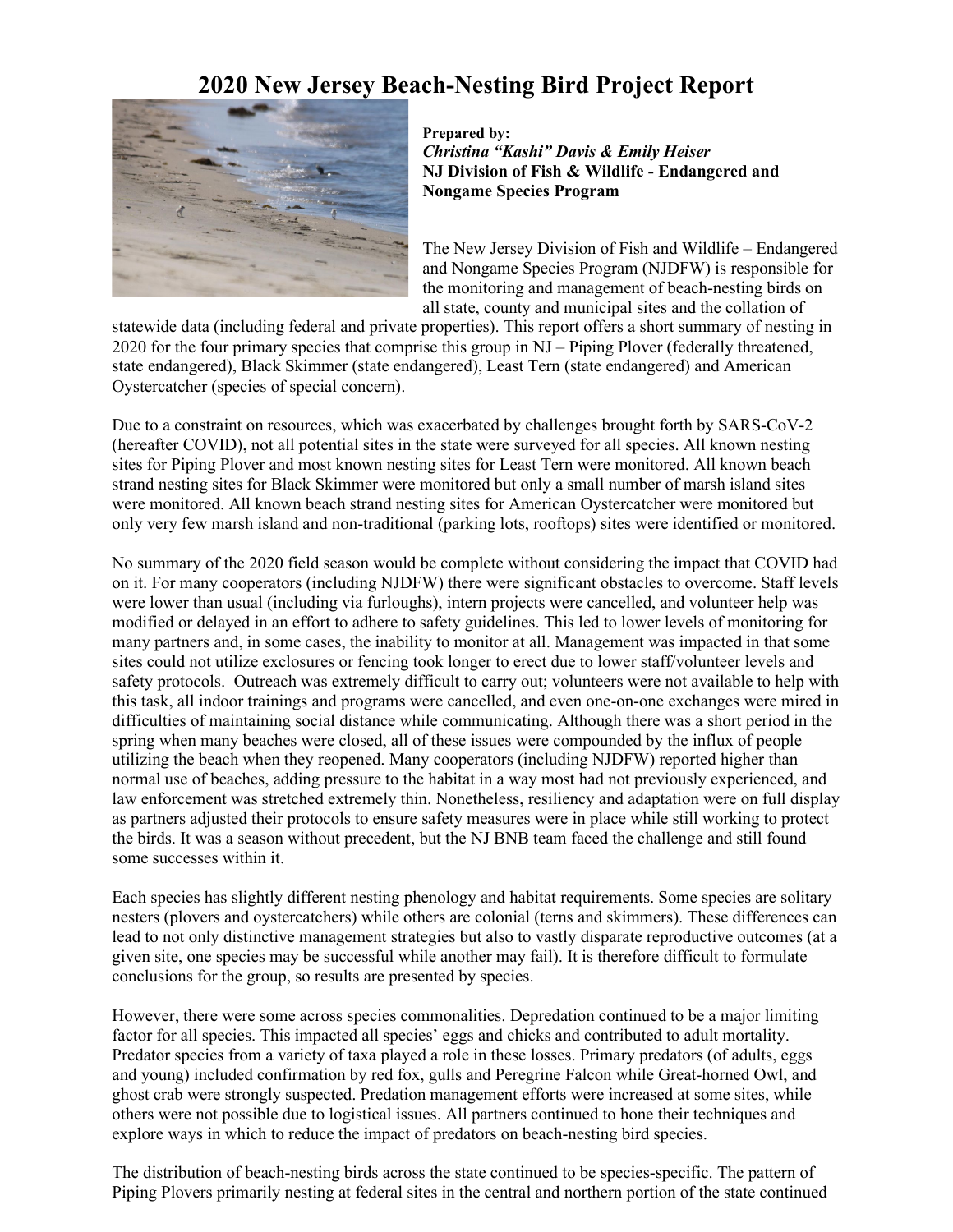# 2020 New Jersey Beach-Nesting Bird Project Report

**Prepared by:**
***Christina "Kashi" Davis & Emily Heiser***
**NJ Division of Fish & Wildlife - Endangered and Nongame Species Program**

The New Jersey Division of Fish and Wildlife – Endangered and Nongame Species Program (NJDFW) is responsible for the monitoring and management of beach-nesting birds on all state, county and municipal sites and the collation of statewide data (including federal and private properties). This report offers a short summary of nesting in 2020 for the four primary species that comprise this group in NJ – Piping Plover (federally threatened, state endangered), Black Skimmer (state endangered), Least Tern (state endangered) and American Oystercatcher (species of special concern).

Due to a constraint on resources, which was exacerbated by challenges brought forth by SARS-CoV-2 (hereafter COVID), not all potential sites in the state were surveyed for all species. All known nesting sites for Piping Plover and most known nesting sites for Least Tern were monitored. All known beach strand nesting sites for Black Skimmer were monitored but only a small number of marsh island sites were monitored. All known beach strand nesting sites for American Oystercatcher were monitored but only very few marsh island and non-traditional (parking lots, rooftops) sites were identified or monitored.

No summary of the 2020 field season would be complete without considering the impact that COVID had on it. For many cooperators (including NJDFW) there were significant obstacles to overcome. Staff levels were lower than usual (including via furloughs), intern projects were cancelled, and volunteer help was modified or delayed in an effort to adhere to safety guidelines. This led to lower levels of monitoring for many partners and, in some cases, the inability to monitor at all. Management was impacted in that some sites could not utilize exclosures or fencing took longer to erect due to lower staff/volunteer levels and safety protocols. Outreach was extremely difficult to carry out; volunteers were not available to help with this task, all indoor trainings and programs were cancelled, and even one-on-one exchanges were mired in difficulties of maintaining social distance while communicating. Although there was a short period in the spring when many beaches were closed, all of these issues were compounded by the influx of people utilizing the beach when they reopened. Many cooperators (including NJDFW) reported higher than normal use of beaches, adding pressure to the habitat in a way most had not previously experienced, and law enforcement was stretched extremely thin. Nonetheless, resiliency and adaptation were on full display as partners adjusted their protocols to ensure safety measures were in place while still working to protect the birds. It was a season without precedent, but the NJ BNB team faced the challenge and still found some successes within it.

Each species has slightly different nesting phenology and habitat requirements. Some species are solitary nesters (plovers and oystercatchers) while others are colonial (terns and skimmers). These differences can lead to not only distinctive management strategies but also to vastly disparate reproductive outcomes (at a given site, one species may be successful while another may fail). It is therefore difficult to formulate conclusions for the group, so results are presented by species.

However, there were some across species commonalities. Depredation continued to be a major limiting factor for all species. This impacted all species' eggs and chicks and contributed to adult mortality. Predator species from a variety of taxa played a role in these losses. Primary predators (of adults, eggs and young) included confirmation by red fox, gulls and Peregrine Falcon while Great-horned Owl, and ghost crab were strongly suspected. Predation management efforts were increased at some sites, while others were not possible due to logistical issues. All partners continued to hone their techniques and explore ways in which to reduce the impact of predators on beach-nesting bird species.

The distribution of beach-nesting birds across the state continued to be species-specific. The pattern of Piping Plovers primarily nesting at federal sites in the central and northern portion of the state continued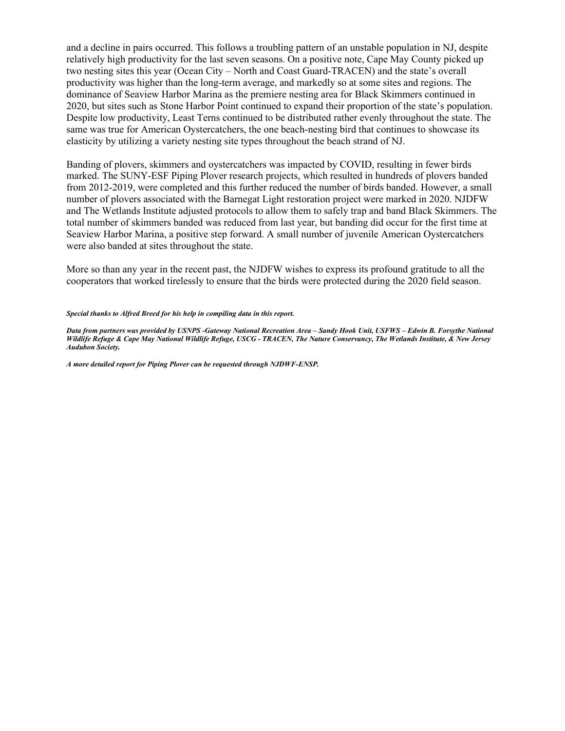and a decline in pairs occurred. This follows a troubling pattern of an unstable population in NJ, despite relatively high productivity for the last seven seasons. On a positive note, Cape May County picked up two nesting sites this year (Ocean City – North and Coast Guard-TRACEN) and the state's overall productivity was higher than the long-term average, and markedly so at some sites and regions. The dominance of Seaview Harbor Marina as the premiere nesting area for Black Skimmers continued in 2020, but sites such as Stone Harbor Point continued to expand their proportion of the state's population. Despite low productivity, Least Terns continued to be distributed rather evenly throughout the state. The same was true for American Oystercatchers, the one beach-nesting bird that continues to showcase its elasticity by utilizing a variety nesting site types throughout the beach strand of NJ.

Banding of plovers, skimmers and oystercatchers was impacted by COVID, resulting in fewer birds marked. The SUNY-ESF Piping Plover research projects, which resulted in hundreds of plovers banded from 2012-2019, were completed and this further reduced the number of birds banded. However, a small number of plovers associated with the Barnegat Light restoration project were marked in 2020. NJDFW and The Wetlands Institute adjusted protocols to allow them to safely trap and band Black Skimmers. The total number of skimmers banded was reduced from last year, but banding did occur for the first time at Seaview Harbor Marina, a positive step forward. A small number of juvenile American Oystercatchers were also banded at sites throughout the state.

More so than any year in the recent past, the NJDFW wishes to express its profound gratitude to all the cooperators that worked tirelessly to ensure that the birds were protected during the 2020 field season.

***Special thanks to Alfred Breed for his help in compiling data in this report.***

***Data from partners was provided by USNPS -Gateway National Recreation Area – Sandy Hook Unit, USFWS – Edwin B. Forsythe National Wildlife Refuge & Cape May National Wildlife Refuge, USCG - TRACEN, The Nature Conservancy, The Wetlands Institute, & New Jersey Audubon Society.***

***A more detailed report for Piping Plover can be requested through NJDWF-ENSP.***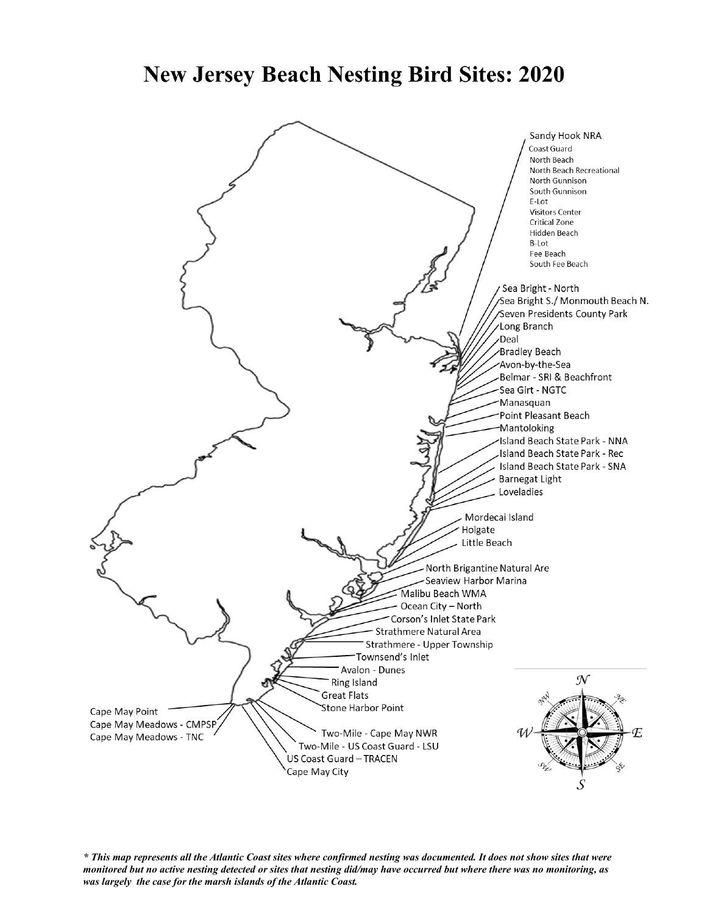# New Jersey Beach Nesting Bird Sites: 2020

Sandy Hook NRA
- Coast Guard
- North Beach
- North Beach Recreational
- North Gunnison
- South Gunnison
- E-Lot
- Visitors Center
- Critical Zone
- Hidden Beach
- B-Lot
- Fee Beach
- South Fee Beach

Sea Bright - North
Sea Bright S./ Monmouth Beach N.
Seven Presidents County Park
Long Branch
Deal
Bradley Beach
Avon-by-the-Sea
Belmar - SRI & Beachfront
Sea Girt - NGTC
Manasquan
Point Pleasant Beach
Mantoloking
Island Beach State Park - NNA
Island Beach State Park - Rec
Island Beach State Park - SNA
Barnegat Light
Loveladies
Mordecai Island
Holgate
Little Beach
North Brigantine Natural Are
Seaview Harbor Marina
Malibu Beach WMA
Ocean City – North
Corson's Inlet State Park
Strathmere Natural Area
Strathmere - Upper Township
Townsend's Inlet
Avalon - Dunes
Ring Island
Great Flats
Stone Harbor Point
Two-Mile - Cape May NWR
Two-Mile - US Coast Guard - LSU
US Coast Guard – TRACEN
Cape May City
Cape May Point
Cape May Meadows - CMPSP
Cape May Meadows - TNC

***\* This map represents all the Atlantic Coast sites where confirmed nesting was documented. It does not show sites that were monitored but no active nesting detected or sites that nesting did/may have occurred but where there was no monitoring, as was largely the case for the marsh islands of the Atlantic Coast.***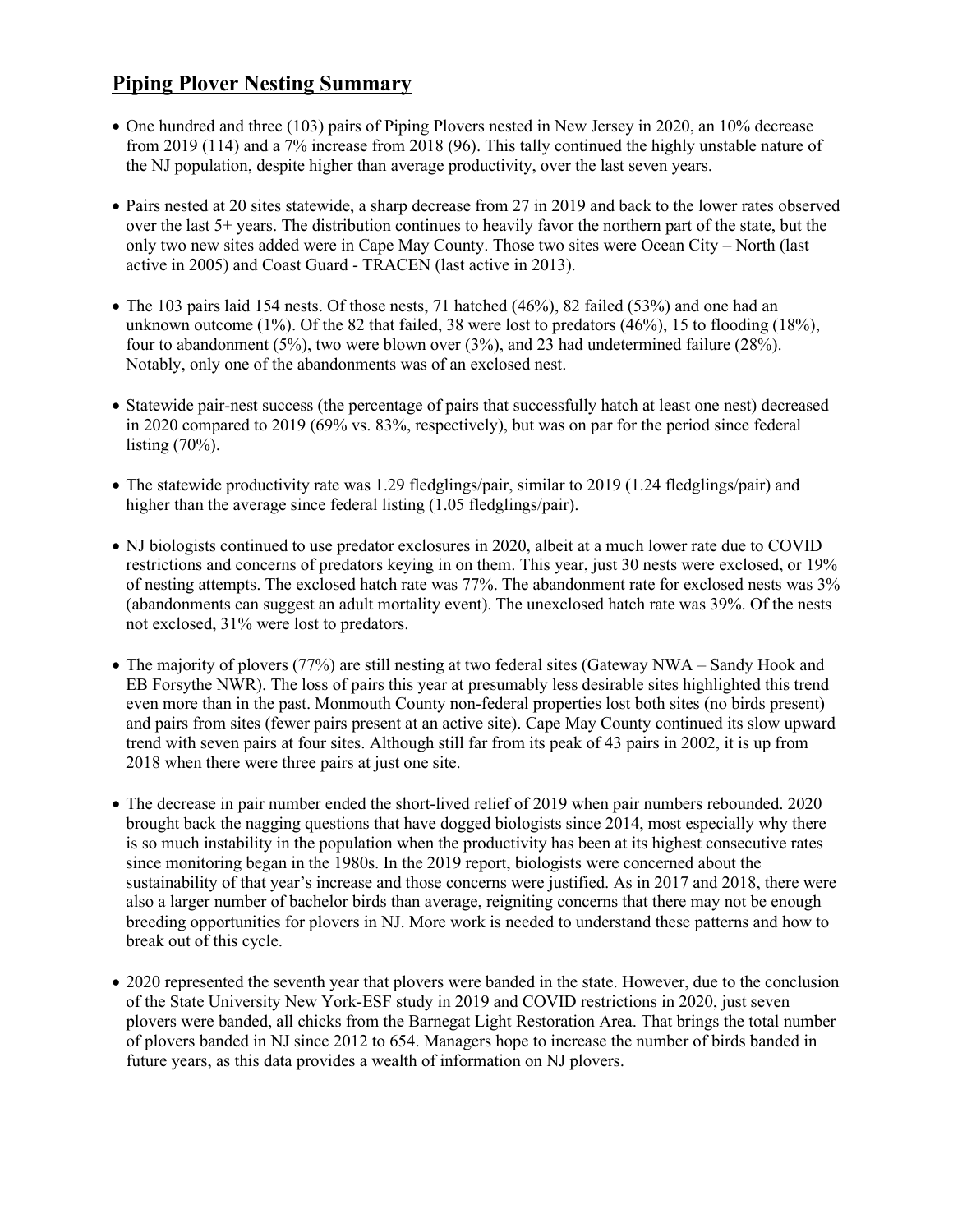## Piping Plover Nesting Summary

- One hundred and three (103) pairs of Piping Plovers nested in New Jersey in 2020, an 10% decrease from 2019 (114) and a 7% increase from 2018 (96). This tally continued the highly unstable nature of the NJ population, despite higher than average productivity, over the last seven years.

- Pairs nested at 20 sites statewide, a sharp decrease from 27 in 2019 and back to the lower rates observed over the last 5+ years. The distribution continues to heavily favor the northern part of the state, but the only two new sites added were in Cape May County. Those two sites were Ocean City – North (last active in 2005) and Coast Guard - TRACEN (last active in 2013).

- The 103 pairs laid 154 nests. Of those nests, 71 hatched (46%), 82 failed (53%) and one had an unknown outcome (1%). Of the 82 that failed, 38 were lost to predators (46%), 15 to flooding (18%), four to abandonment (5%), two were blown over (3%), and 23 had undetermined failure (28%). Notably, only one of the abandonments was of an exclosed nest.

- Statewide pair-nest success (the percentage of pairs that successfully hatch at least one nest) decreased in 2020 compared to 2019 (69% vs. 83%, respectively), but was on par for the period since federal listing (70%).

- The statewide productivity rate was 1.29 fledglings/pair, similar to 2019 (1.24 fledglings/pair) and higher than the average since federal listing (1.05 fledglings/pair).

- NJ biologists continued to use predator exclosures in 2020, albeit at a much lower rate due to COVID restrictions and concerns of predators keying in on them. This year, just 30 nests were exclosed, or 19% of nesting attempts. The exclosed hatch rate was 77%. The abandonment rate for exclosed nests was 3% (abandonments can suggest an adult mortality event). The unexclosed hatch rate was 39%. Of the nests not exclosed, 31% were lost to predators.

- The majority of plovers (77%) are still nesting at two federal sites (Gateway NWA – Sandy Hook and EB Forsythe NWR). The loss of pairs this year at presumably less desirable sites highlighted this trend even more than in the past. Monmouth County non-federal properties lost both sites (no birds present) and pairs from sites (fewer pairs present at an active site). Cape May County continued its slow upward trend with seven pairs at four sites. Although still far from its peak of 43 pairs in 2002, it is up from 2018 when there were three pairs at just one site.

- The decrease in pair number ended the short-lived relief of 2019 when pair numbers rebounded. 2020 brought back the nagging questions that have dogged biologists since 2014, most especially why there is so much instability in the population when the productivity has been at its highest consecutive rates since monitoring began in the 1980s. In the 2019 report, biologists were concerned about the sustainability of that year's increase and those concerns were justified. As in 2017 and 2018, there were also a larger number of bachelor birds than average, reigniting concerns that there may not be enough breeding opportunities for plovers in NJ. More work is needed to understand these patterns and how to break out of this cycle.

- 2020 represented the seventh year that plovers were banded in the state. However, due to the conclusion of the State University New York-ESF study in 2019 and COVID restrictions in 2020, just seven plovers were banded, all chicks from the Barnegat Light Restoration Area. That brings the total number of plovers banded in NJ since 2012 to 654. Managers hope to increase the number of birds banded in future years, as this data provides a wealth of information on NJ plovers.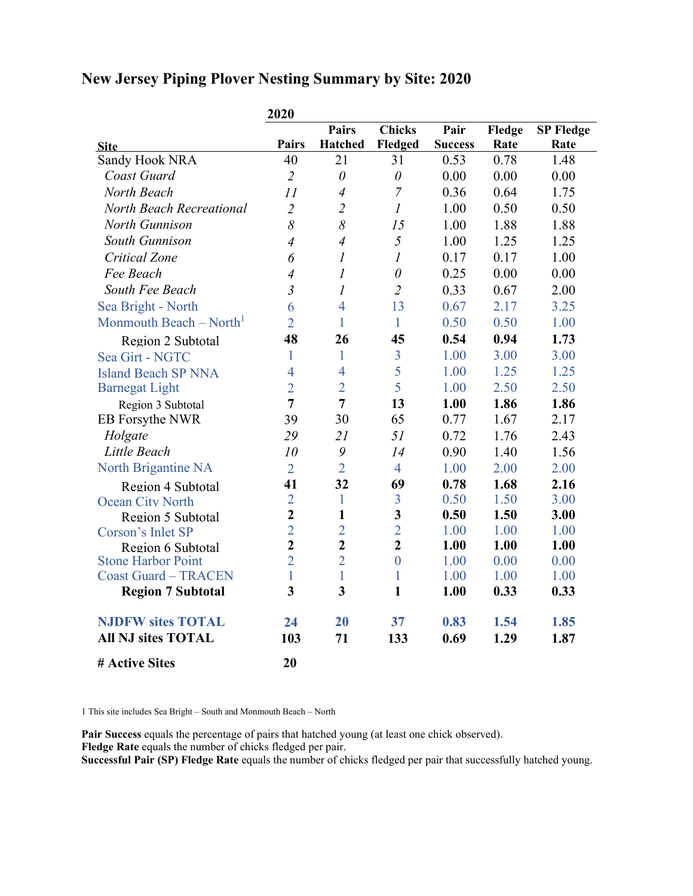# New Jersey Piping Plover Nesting Summary by Site: 2020

| Site | 2020 Pairs | Pairs Hatched | Chicks Fledged | Pair Success | Fledge Rate | SP Fledge Rate |
|---|---|---|---|---|---|---|
| Sandy Hook NRA | 40 | 21 | 31 | 0.53 | 0.78 | 1.48 |
| *Coast Guard* | *2* | *0* | *0* | 0.00 | 0.00 | 0.00 |
| *North Beach* | *11* | *4* | *7* | 0.36 | 0.64 | 1.75 |
| *North Beach Recreational* | *2* | *2* | *1* | 1.00 | 0.50 | 0.50 |
| *North Gunnison* | *8* | *8* | *15* | 1.00 | 1.88 | 1.88 |
| *South Gunnison* | *4* | *4* | *5* | 1.00 | 1.25 | 1.25 |
| *Critical Zone* | *6* | *1* | *1* | 0.17 | 0.17 | 1.00 |
| *Fee Beach* | *4* | *1* | *0* | 0.25 | 0.00 | 0.00 |
| *South Fee Beach* | *3* | *1* | *2* | 0.33 | 0.67 | 2.00 |
| Sea Bright - North | 6 | 4 | 13 | 0.67 | 2.17 | 3.25 |
| Monmouth Beach – North[1] | 2 | 1 | 1 | 0.50 | 0.50 | 1.00 |
| Region 2 Subtotal | **48** | **26** | **45** | **0.54** | **0.94** | **1.73** |
| Sea Girt - NGTC | 1 | 1 | 3 | 1.00 | 3.00 | 3.00 |
| Island Beach SP NNA | 4 | 4 | 5 | 1.00 | 1.25 | 1.25 |
| Barnegat Light | 2 | 2 | 5 | 1.00 | 2.50 | 2.50 |
| Region 3 Subtotal | **7** | **7** | **13** | **1.00** | **1.86** | **1.86** |
| EB Forsythe NWR | 39 | 30 | 65 | 0.77 | 1.67 | 2.17 |
| *Holgate* | *29* | *21* | *51* | 0.72 | 1.76 | 2.43 |
| *Little Beach* | *10* | *9* | *14* | 0.90 | 1.40 | 1.56 |
| North Brigantine NA | 2 | 2 | 4 | 1.00 | 2.00 | 2.00 |
| Region 4 Subtotal | **41** | **32** | **69** | **0.78** | **1.68** | **2.16** |
| Ocean City North | 2 | 1 | 3 | 0.50 | 1.50 | 3.00 |
| Region 5 Subtotal | **2** | **1** | **3** | **0.50** | **1.50** | **3.00** |
| Corson's Inlet SP | 2 | 2 | 2 | 1.00 | 1.00 | 1.00 |
| Region 6 Subtotal | **2** | **2** | **2** | **1.00** | **1.00** | **1.00** |
| Stone Harbor Point | 2 | 2 | 0 | 1.00 | 0.00 | 0.00 |
| Coast Guard – TRACEN | 1 | 1 | 1 | 1.00 | 1.00 | 1.00 |
| **Region 7 Subtotal** | **3** | **3** | **1** | **1.00** | **0.33** | **0.33** |
| **NJDFW sites TOTAL** | **24** | **20** | **37** | **0.83** | **1.54** | **1.85** |
| **All NJ sites TOTAL** | **103** | **71** | **133** | **0.69** | **1.29** | **1.87** |
| **# Active Sites** | **20** | | | | | |

1 This site includes Sea Bright – South and Monmouth Beach – North

**Pair Success** equals the percentage of pairs that hatched young (at least one chick observed).
**Fledge Rate** equals the number of chicks fledged per pair.
**Successful Pair (SP) Fledge Rate** equals the number of chicks fledged per pair that successfully hatched young.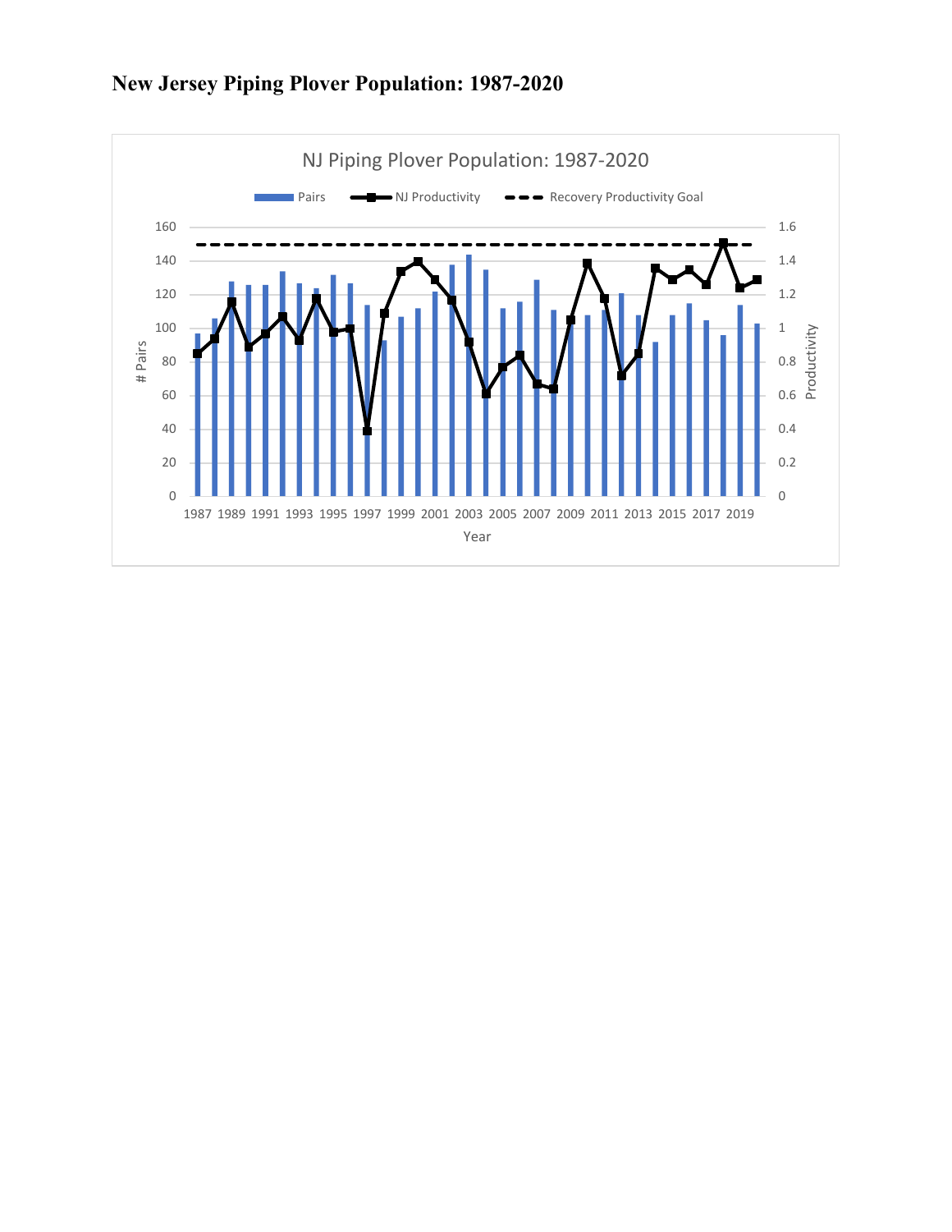# New Jersey Piping Plover Population: 1987-2020

NJ Piping Plover Population: 1987-2020

Pairs | NJ Productivity | Recovery Productivity Goal

# Pairs

Productivity

Year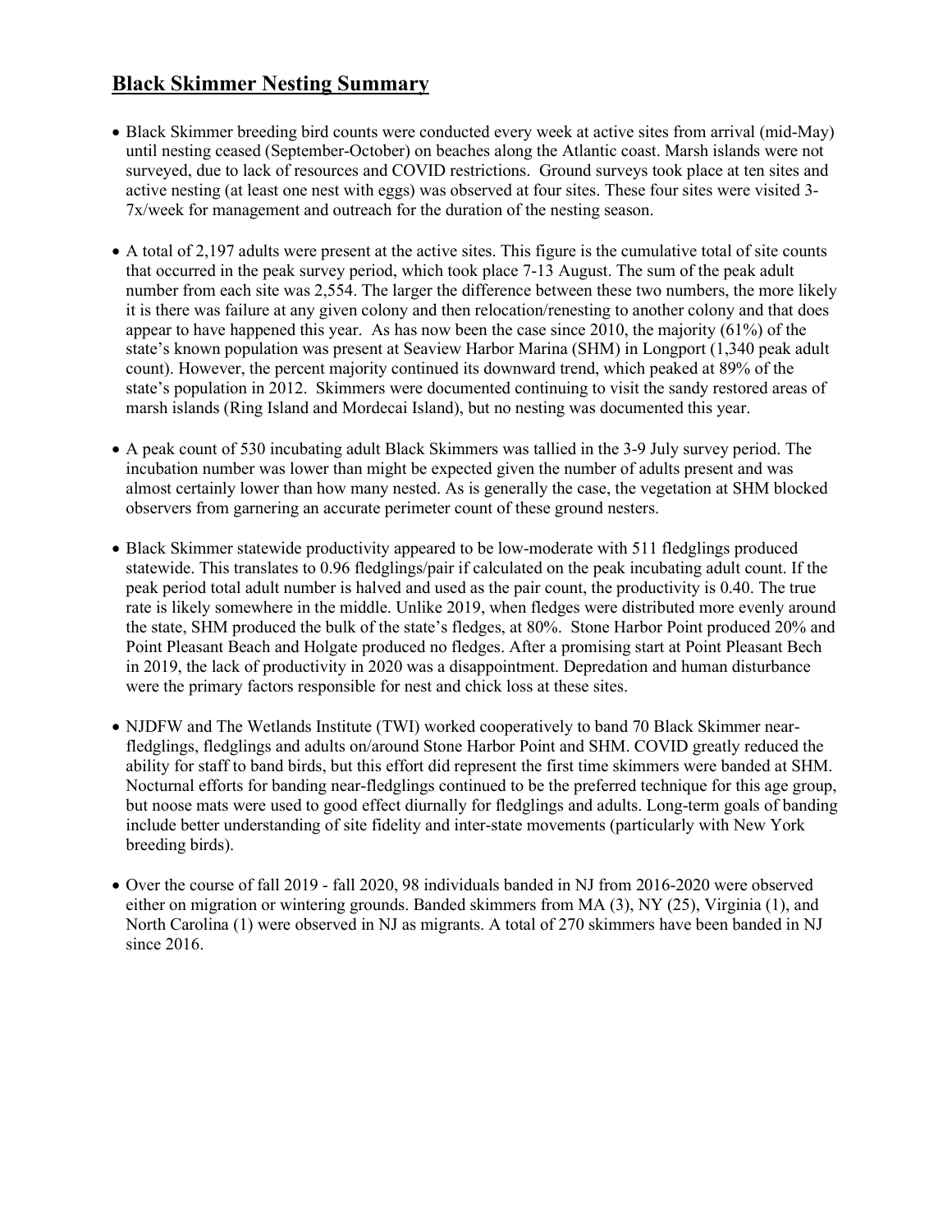## Black Skimmer Nesting Summary

- Black Skimmer breeding bird counts were conducted every week at active sites from arrival (mid-May) until nesting ceased (September-October) on beaches along the Atlantic coast. Marsh islands were not surveyed, due to lack of resources and COVID restrictions. Ground surveys took place at ten sites and active nesting (at least one nest with eggs) was observed at four sites. These four sites were visited 3-7x/week for management and outreach for the duration of the nesting season.

- A total of 2,197 adults were present at the active sites. This figure is the cumulative total of site counts that occurred in the peak survey period, which took place 7-13 August. The sum of the peak adult number from each site was 2,554. The larger the difference between these two numbers, the more likely it is there was failure at any given colony and then relocation/renesting to another colony and that does appear to have happened this year. As has now been the case since 2010, the majority (61%) of the state's known population was present at Seaview Harbor Marina (SHM) in Longport (1,340 peak adult count). However, the percent majority continued its downward trend, which peaked at 89% of the state's population in 2012. Skimmers were documented continuing to visit the sandy restored areas of marsh islands (Ring Island and Mordecai Island), but no nesting was documented this year.

- A peak count of 530 incubating adult Black Skimmers was tallied in the 3-9 July survey period. The incubation number was lower than might be expected given the number of adults present and was almost certainly lower than how many nested. As is generally the case, the vegetation at SHM blocked observers from garnering an accurate perimeter count of these ground nesters.

- Black Skimmer statewide productivity appeared to be low-moderate with 511 fledglings produced statewide. This translates to 0.96 fledglings/pair if calculated on the peak incubating adult count. If the peak period total adult number is halved and used as the pair count, the productivity is 0.40. The true rate is likely somewhere in the middle. Unlike 2019, when fledges were distributed more evenly around the state, SHM produced the bulk of the state's fledges, at 80%. Stone Harbor Point produced 20% and Point Pleasant Beach and Holgate produced no fledges. After a promising start at Point Pleasant Bech in 2019, the lack of productivity in 2020 was a disappointment. Depredation and human disturbance were the primary factors responsible for nest and chick loss at these sites.

- NJDFW and The Wetlands Institute (TWI) worked cooperatively to band 70 Black Skimmer near-fledglings, fledglings and adults on/around Stone Harbor Point and SHM. COVID greatly reduced the ability for staff to band birds, but this effort did represent the first time skimmers were banded at SHM. Nocturnal efforts for banding near-fledglings continued to be the preferred technique for this age group, but noose mats were used to good effect diurnally for fledglings and adults. Long-term goals of banding include better understanding of site fidelity and inter-state movements (particularly with New York breeding birds).

- Over the course of fall 2019 - fall 2020, 98 individuals banded in NJ from 2016-2020 were observed either on migration or wintering grounds. Banded skimmers from MA (3), NY (25), Virginia (1), and North Carolina (1) were observed in NJ as migrants. A total of 270 skimmers have been banded in NJ since 2016.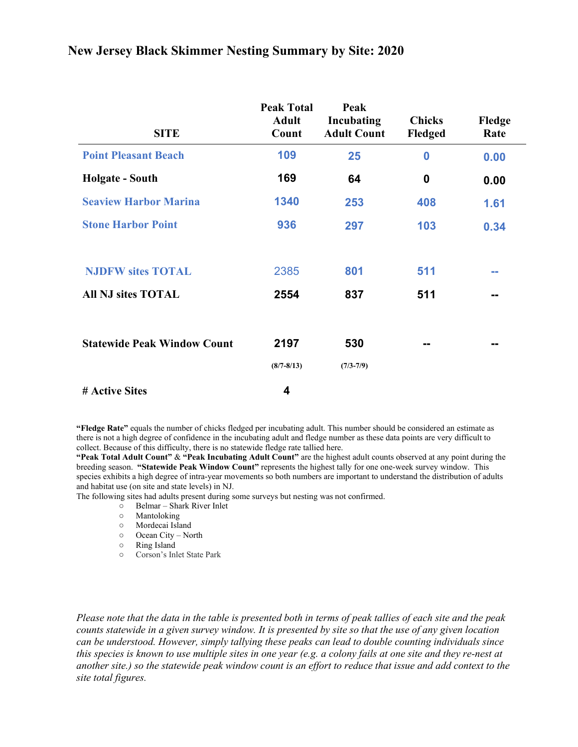# New Jersey Black Skimmer Nesting Summary by Site: 2020

| SITE | Peak Total Adult Count | Peak Incubating Adult Count | Chicks Fledged | Fledge Rate |
|---|---|---|---|---|
| Point Pleasant Beach | 109 | 25 | 0 | 0.00 |
| Holgate - South | 169 | 64 | 0 | 0.00 |
| Seaview Harbor Marina | 1340 | 253 | 408 | 1.61 |
| Stone Harbor Point | 936 | 297 | 103 | 0.34 |
| NJDFW sites TOTAL | 2385 | 801 | 511 | -- |
| All NJ sites TOTAL | 2554 | 837 | 511 | -- |
| Statewide Peak Window Count | 2197 (8/7-8/13) | 530 (7/3-7/9) | -- | -- |
| # Active Sites | 4 | | | |

**"Fledge Rate"** equals the number of chicks fledged per incubating adult. This number should be considered an estimate as there is not a high degree of confidence in the incubating adult and fledge number as these data points are very difficult to collect. Because of this difficulty, there is no statewide fledge rate tallied here.

**"Peak Total Adult Count"** & **"Peak Incubating Adult Count"** are the highest adult counts observed at any point during the breeding season. **"Statewide Peak Window Count"** represents the highest tally for one one-week survey window. This species exhibits a high degree of intra-year movements so both numbers are important to understand the distribution of adults and habitat use (on site and state levels) in NJ.

The following sites had adults present during some surveys but nesting was not confirmed.

- Belmar – Shark River Inlet
- Mantoloking
- Mordecai Island
- Ocean City – North
- Ring Island
- Corson's Inlet State Park

*Please note that the data in the table is presented both in terms of peak tallies of each site and the peak counts statewide in a given survey window. It is presented by site so that the use of any given location can be understood. However, simply tallying these peaks can lead to double counting individuals since this species is known to use multiple sites in one year (e.g. a colony fails at one site and they re-nest at another site.) so the statewide peak window count is an effort to reduce that issue and add context to the site total figures.*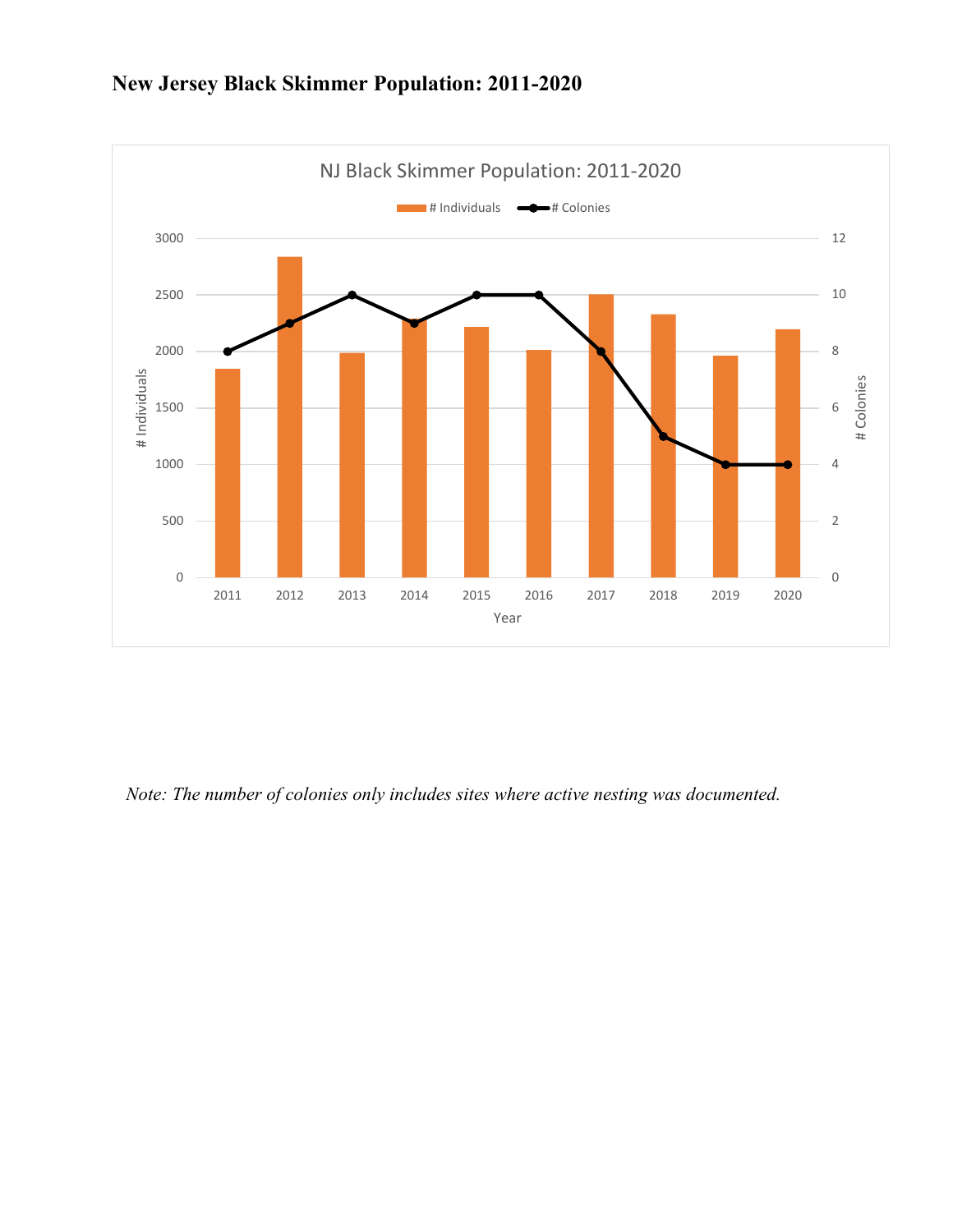# New Jersey Black Skimmer Population: 2011-2020

*Note: The number of colonies only includes sites where active nesting was documented.*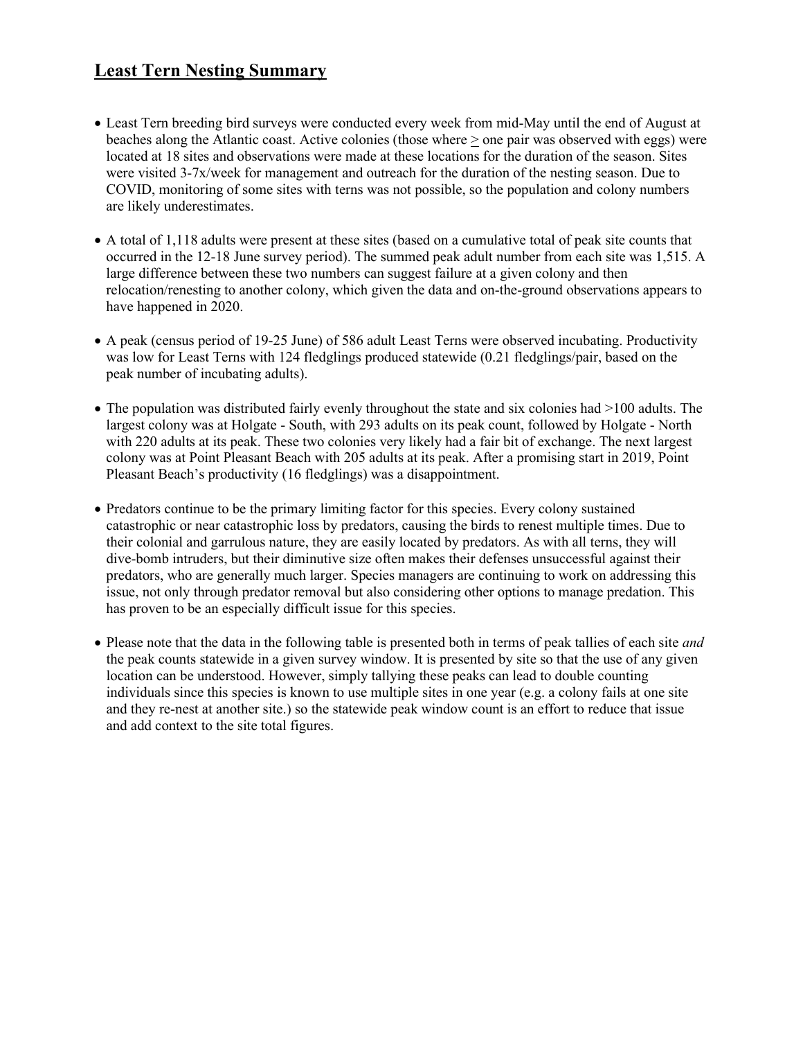## Least Tern Nesting Summary

- Least Tern breeding bird surveys were conducted every week from mid-May until the end of August at beaches along the Atlantic coast. Active colonies (those where ≥ one pair was observed with eggs) were located at 18 sites and observations were made at these locations for the duration of the season. Sites were visited 3-7x/week for management and outreach for the duration of the nesting season. Due to COVID, monitoring of some sites with terns was not possible, so the population and colony numbers are likely underestimates.

- A total of 1,118 adults were present at these sites (based on a cumulative total of peak site counts that occurred in the 12-18 June survey period). The summed peak adult number from each site was 1,515. A large difference between these two numbers can suggest failure at a given colony and then relocation/renesting to another colony, which given the data and on-the-ground observations appears to have happened in 2020.

- A peak (census period of 19-25 June) of 586 adult Least Terns were observed incubating. Productivity was low for Least Terns with 124 fledglings produced statewide (0.21 fledglings/pair, based on the peak number of incubating adults).

- The population was distributed fairly evenly throughout the state and six colonies had >100 adults. The largest colony was at Holgate - South, with 293 adults on its peak count, followed by Holgate - North with 220 adults at its peak. These two colonies very likely had a fair bit of exchange. The next largest colony was at Point Pleasant Beach with 205 adults at its peak. After a promising start in 2019, Point Pleasant Beach's productivity (16 fledglings) was a disappointment.

- Predators continue to be the primary limiting factor for this species. Every colony sustained catastrophic or near catastrophic loss by predators, causing the birds to renest multiple times. Due to their colonial and garrulous nature, they are easily located by predators. As with all terns, they will dive-bomb intruders, but their diminutive size often makes their defenses unsuccessful against their predators, who are generally much larger. Species managers are continuing to work on addressing this issue, not only through predator removal but also considering other options to manage predation. This has proven to be an especially difficult issue for this species.

- Please note that the data in the following table is presented both in terms of peak tallies of each site *and* the peak counts statewide in a given survey window. It is presented by site so that the use of any given location can be understood. However, simply tallying these peaks can lead to double counting individuals since this species is known to use multiple sites in one year (e.g. a colony fails at one site and they re-nest at another site.) so the statewide peak window count is an effort to reduce that issue and add context to the site total figures.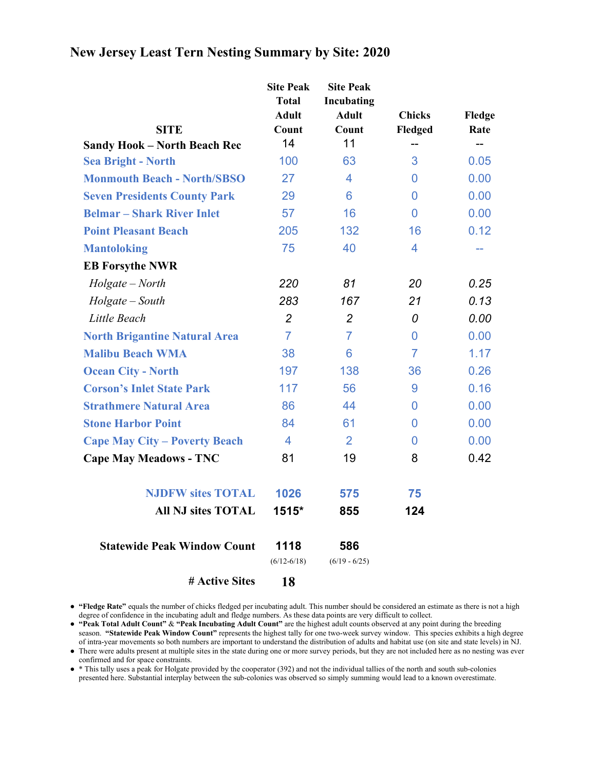# New Jersey Least Tern Nesting Summary by Site: 2020

| SITE | Site Peak Total Adult Count | Site Peak Incubating Adult Count | Chicks Fledged | Fledge Rate |
|---|---|---|---|---|
| **Sandy Hook – North Beach Rec** | 14 | 11 | -- | -- |
| **Sea Bright - North** | 100 | 63 | 3 | 0.05 |
| **Monmouth Beach - North/SBSO** | 27 | 4 | 0 | 0.00 |
| **Seven Presidents County Park** | 29 | 6 | 0 | 0.00 |
| **Belmar – Shark River Inlet** | 57 | 16 | 0 | 0.00 |
| **Point Pleasant Beach** | 205 | 132 | 16 | 0.12 |
| **Mantoloking** | 75 | 40 | 4 | -- |
| **EB Forsythe NWR** | | | | |
| *Holgate – North* | *220* | *81* | *20* | *0.25* |
| *Holgate – South* | *283* | *167* | *21* | *0.13* |
| *Little Beach* | *2* | *2* | *0* | *0.00* |
| **North Brigantine Natural Area** | 7 | 7 | 0 | 0.00 |
| **Malibu Beach WMA** | 38 | 6 | 7 | 1.17 |
| **Ocean City - North** | 197 | 138 | 36 | 0.26 |
| **Corson's Inlet State Park** | 117 | 56 | 9 | 0.16 |
| **Strathmere Natural Area** | 86 | 44 | 0 | 0.00 |
| **Stone Harbor Point** | 84 | 61 | 0 | 0.00 |
| **Cape May City – Poverty Beach** | 4 | 2 | 0 | 0.00 |
| **Cape May Meadows - TNC** | 81 | 19 | 8 | 0.42 |
| **NJDFW sites TOTAL** | **1026** | **575** | **75** | |
| **All NJ sites TOTAL** | **1515*** | **855** | **124** | |
| **Statewide Peak Window Count** | **1118** (6/12-6/18) | **586** (6/19 - 6/25) | | |
| **# Active Sites** | **18** | | | |

- **"Fledge Rate"** equals the number of chicks fledged per incubating adult. This number should be considered an estimate as there is not a high degree of confidence in the incubating adult and fledge numbers. As these data points are very difficult to collect.
- **"Peak Total Adult Count"** & **"Peak Incubating Adult Count"** are the highest adult counts observed at any point during the breeding season. **"Statewide Peak Window Count"** represents the highest tally for one two-week survey window. This species exhibits a high degree of intra-year movements so both numbers are important to understand the distribution of adults and habitat use (on site and state levels) in NJ.
- There were adults present at multiple sites in the state during one or more survey periods, but they are not included here as no nesting was ever confirmed and for space constraints.
- * This tally uses a peak for Holgate provided by the cooperator (392) and not the individual tallies of the north and south sub-colonies presented here. Substantial interplay between the sub-colonies was observed so simply summing would lead to a known overestimate.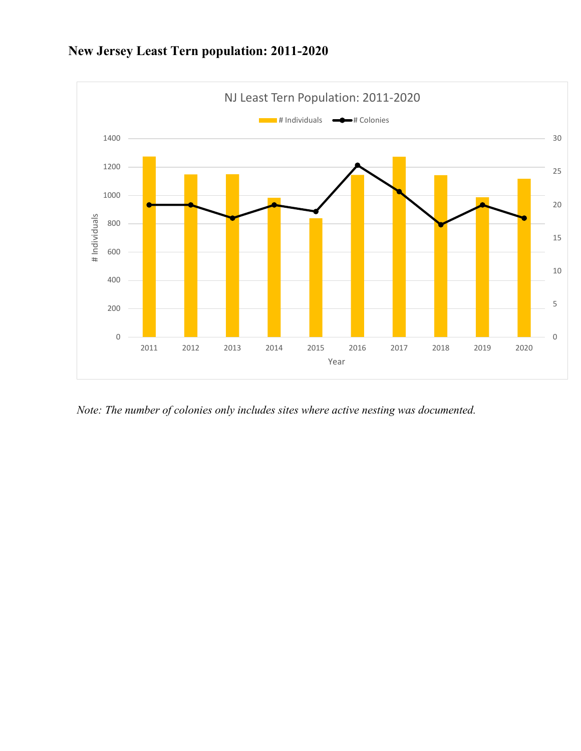# New Jersey Least Tern population: 2011-2020

*Note: The number of colonies only includes sites where active nesting was documented.*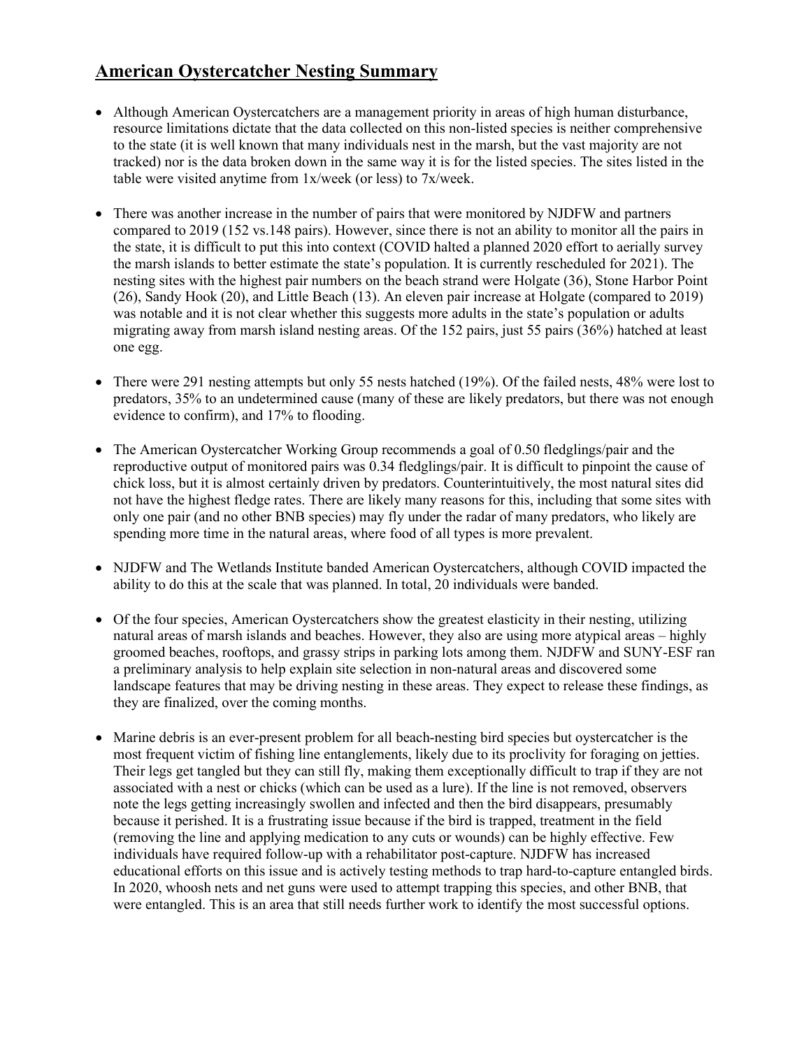## American Oystercatcher Nesting Summary

- Although American Oystercatchers are a management priority in areas of high human disturbance, resource limitations dictate that the data collected on this non-listed species is neither comprehensive to the state (it is well known that many individuals nest in the marsh, but the vast majority are not tracked) nor is the data broken down in the same way it is for the listed species. The sites listed in the table were visited anytime from 1x/week (or less) to 7x/week.

- There was another increase in the number of pairs that were monitored by NJDFW and partners compared to 2019 (152 vs.148 pairs). However, since there is not an ability to monitor all the pairs in the state, it is difficult to put this into context (COVID halted a planned 2020 effort to aerially survey the marsh islands to better estimate the state's population. It is currently rescheduled for 2021). The nesting sites with the highest pair numbers on the beach strand were Holgate (36), Stone Harbor Point (26), Sandy Hook (20), and Little Beach (13). An eleven pair increase at Holgate (compared to 2019) was notable and it is not clear whether this suggests more adults in the state's population or adults migrating away from marsh island nesting areas. Of the 152 pairs, just 55 pairs (36%) hatched at least one egg.

- There were 291 nesting attempts but only 55 nests hatched (19%). Of the failed nests, 48% were lost to predators, 35% to an undetermined cause (many of these are likely predators, but there was not enough evidence to confirm), and 17% to flooding.

- The American Oystercatcher Working Group recommends a goal of 0.50 fledglings/pair and the reproductive output of monitored pairs was 0.34 fledglings/pair. It is difficult to pinpoint the cause of chick loss, but it is almost certainly driven by predators. Counterintuitively, the most natural sites did not have the highest fledge rates. There are likely many reasons for this, including that some sites with only one pair (and no other BNB species) may fly under the radar of many predators, who likely are spending more time in the natural areas, where food of all types is more prevalent.

- NJDFW and The Wetlands Institute banded American Oystercatchers, although COVID impacted the ability to do this at the scale that was planned. In total, 20 individuals were banded.

- Of the four species, American Oystercatchers show the greatest elasticity in their nesting, utilizing natural areas of marsh islands and beaches. However, they also are using more atypical areas – highly groomed beaches, rooftops, and grassy strips in parking lots among them. NJDFW and SUNY-ESF ran a preliminary analysis to help explain site selection in non-natural areas and discovered some landscape features that may be driving nesting in these areas. They expect to release these findings, as they are finalized, over the coming months.

- Marine debris is an ever-present problem for all beach-nesting bird species but oystercatcher is the most frequent victim of fishing line entanglements, likely due to its proclivity for foraging on jetties. Their legs get tangled but they can still fly, making them exceptionally difficult to trap if they are not associated with a nest or chicks (which can be used as a lure). If the line is not removed, observers note the legs getting increasingly swollen and infected and then the bird disappears, presumably because it perished. It is a frustrating issue because if the bird is trapped, treatment in the field (removing the line and applying medication to any cuts or wounds) can be highly effective. Few individuals have required follow-up with a rehabilitator post-capture. NJDFW has increased educational efforts on this issue and is actively testing methods to trap hard-to-capture entangled birds. In 2020, whoosh nets and net guns were used to attempt trapping this species, and other BNB, that were entangled. This is an area that still needs further work to identify the most successful options.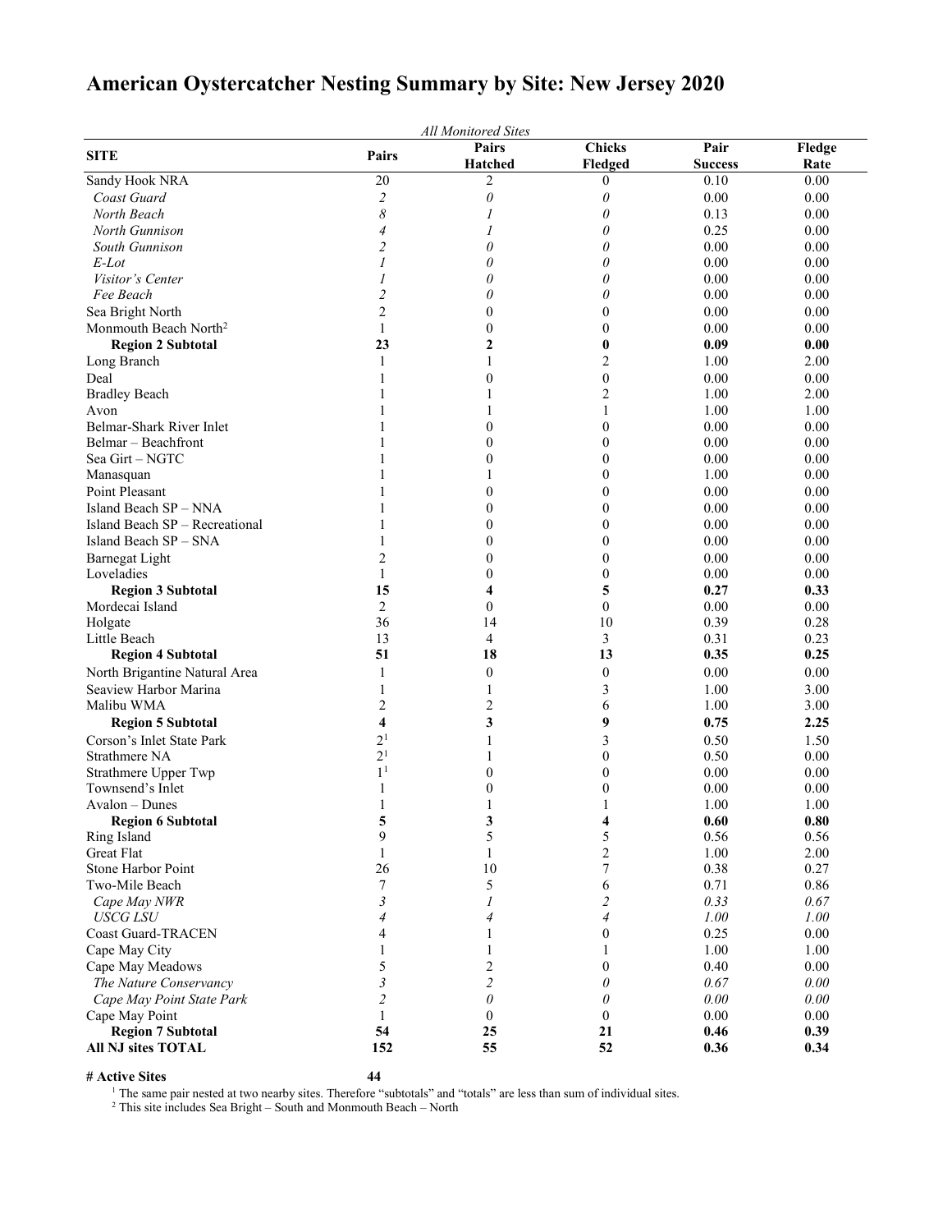# American Oystercatcher Nesting Summary by Site: New Jersey 2020

| | | *All Monitored Sites* | | | |
|---|---|---|---|---|---|
| **SITE** | **Pairs** | **Pairs Hatched** | **Chicks Fledged** | **Pair Success** | **Fledge Rate** |
| Sandy Hook NRA | 20 | 2 | 0 | 0.10 | 0.00 |
| *Coast Guard* | *2* | *0* | *0* | 0.00 | 0.00 |
| *North Beach* | *8* | *1* | *0* | 0.13 | 0.00 |
| *North Gunnison* | *4* | *1* | *0* | 0.25 | 0.00 |
| *South Gunnison* | *2* | *0* | *0* | 0.00 | 0.00 |
| *E-Lot* | *1* | *0* | *0* | 0.00 | 0.00 |
| *Visitor's Center* | *1* | *0* | *0* | 0.00 | 0.00 |
| *Fee Beach* | *2* | *0* | *0* | 0.00 | 0.00 |
| Sea Bright North | 2 | 0 | 0 | 0.00 | 0.00 |
| Monmouth Beach North[2] | 1 | 0 | 0 | 0.00 | 0.00 |
| **Region 2 Subtotal** | **23** | **2** | **0** | **0.09** | **0.00** |
| Long Branch | 1 | 1 | 2 | 1.00 | 2.00 |
| Deal | 1 | 0 | 0 | 0.00 | 0.00 |
| Bradley Beach | 1 | 1 | 2 | 1.00 | 2.00 |
| Avon | 1 | 1 | 1 | 1.00 | 1.00 |
| Belmar-Shark River Inlet | 1 | 0 | 0 | 0.00 | 0.00 |
| Belmar – Beachfront | 1 | 0 | 0 | 0.00 | 0.00 |
| Sea Girt – NGTC | 1 | 0 | 0 | 0.00 | 0.00 |
| Manasquan | 1 | 1 | 0 | 1.00 | 0.00 |
| Point Pleasant | 1 | 0 | 0 | 0.00 | 0.00 |
| Island Beach SP – NNA | 1 | 0 | 0 | 0.00 | 0.00 |
| Island Beach SP – Recreational | 1 | 0 | 0 | 0.00 | 0.00 |
| Island Beach SP – SNA | 1 | 0 | 0 | 0.00 | 0.00 |
| Barnegat Light | 2 | 0 | 0 | 0.00 | 0.00 |
| Loveladies | 1 | 0 | 0 | 0.00 | 0.00 |
| **Region 3 Subtotal** | **15** | **4** | **5** | **0.27** | **0.33** |
| Mordecai Island | 2 | 0 | 0 | 0.00 | 0.00 |
| Holgate | 36 | 14 | 10 | 0.39 | 0.28 |
| Little Beach | 13 | 4 | 3 | 0.31 | 0.23 |
| **Region 4 Subtotal** | **51** | **18** | **13** | **0.35** | **0.25** |
| North Brigantine Natural Area | 1 | 0 | 0 | 0.00 | 0.00 |
| Seaview Harbor Marina | 1 | 1 | 3 | 1.00 | 3.00 |
| Malibu WMA | 2 | 2 | 6 | 1.00 | 3.00 |
| **Region 5 Subtotal** | **4** | **3** | **9** | **0.75** | **2.25** |
| Corson's Inlet State Park | 2[1] | 1 | 3 | 0.50 | 1.50 |
| Strathmere NA | 2[1] | 1 | 0 | 0.50 | 0.00 |
| Strathmere Upper Twp | 1[1] | 0 | 0 | 0.00 | 0.00 |
| Townsend's Inlet | 1 | 0 | 0 | 0.00 | 0.00 |
| Avalon – Dunes | 1 | 1 | 1 | 1.00 | 1.00 |
| **Region 6 Subtotal** | **5** | **3** | **4** | **0.60** | **0.80** |
| Ring Island | 9 | 5 | 5 | 0.56 | 0.56 |
| Great Flat | 1 | 1 | 2 | 1.00 | 2.00 |
| Stone Harbor Point | 26 | 10 | 7 | 0.38 | 0.27 |
| Two-Mile Beach | 7 | 5 | 6 | 0.71 | 0.86 |
| *Cape May NWR* | *3* | *1* | *2* | *0.33* | *0.67* |
| *USCG LSU* | *4* | *4* | *4* | *1.00* | *1.00* |
| Coast Guard-TRACEN | 4 | 1 | 0 | 0.25 | 0.00 |
| Cape May City | 1 | 1 | 1 | 1.00 | 1.00 |
| Cape May Meadows | 5 | 2 | 0 | 0.40 | 0.00 |
| *The Nature Conservancy* | *3* | *2* | *0* | *0.67* | *0.00* |
| *Cape May Point State Park* | *2* | *0* | *0* | *0.00* | *0.00* |
| Cape May Point | 1 | 0 | 0 | 0.00 | 0.00 |
| **Region 7 Subtotal** | **54** | **25** | **21** | **0.46** | **0.39** |
| **All NJ sites TOTAL** | **152** | **55** | **52** | **0.36** | **0.34** |

**# Active Sites** **44**

[1] The same pair nested at two nearby sites. Therefore "subtotals" and "totals" are less than sum of individual sites.

[2] This site includes Sea Bright – South and Monmouth Beach – North